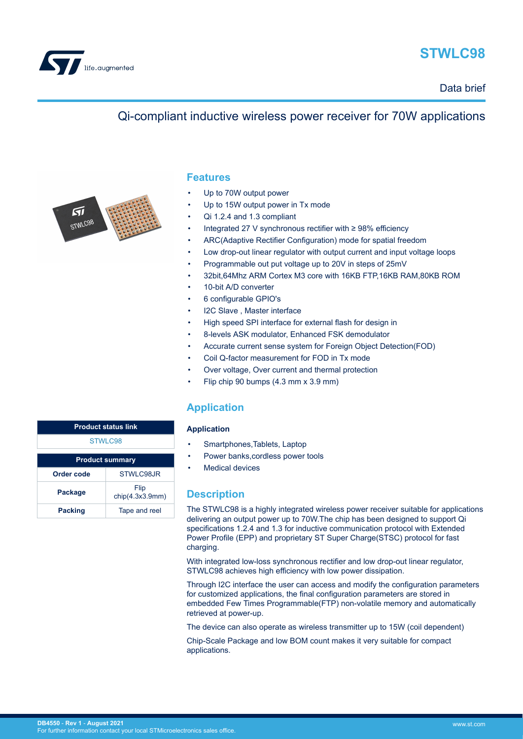# STWLC98

Data brief

## Qi-compliant inductive wireless power receiver for 70W applications

## Features

- Up to 70W output power
- Up to 15W output power in Tx mode
- Qi 1.2.4 and 1.3 compliant
- Integrated 27 V synchronous rectifier with ≥ 98% efficiency
- ARC(Adaptive Rectifier Configuration) mode for spatial freedom
- Low drop-out linear regulator with output current and input voltage loops
- Programmable out put voltage up to 20V in steps of 25mV
- 32bit,64Mhz ARM Cortex M3 core with 16KB FTP,16KB RAM,80KB ROM
- 10-bit A/D converter
- 6 configurable GPIO's
- I2C Slave , Master interface
- High speed SPI interface for external flash for design in
- 8-levels ASK modulator, Enhanced FSK demodulator
- Accurate current sense system for Foreign Object Detection(FOD)
- Coil Q-factor measurement for FOD in Tx mode
- Over voltage, Over current and thermal protection
- Flip chip 90 bumps (4.3 mm x 3.9 mm)

| Product status link |
| --- |
| STWLC98 |

| Product summary | |
| --- | --- |
| **Order code** | STWLC98JR |
| **Package** | Flip chip(4.3x3.9mm) |
| **Packing** | Tape and reel |

## Application

### Application

- Smartphones,Tablets, Laptop
- Power banks,cordless power tools
- Medical devices

## Description

The STWLC98 is a highly integrated wireless power receiver suitable for applications delivering an output power up to 70W.The chip has been designed to support Qi specifications 1.2.4 and 1.3 for inductive communication protocol with Extended Power Profile (EPP) and proprietary ST Super Charge(STSC) protocol for fast charging.

With integrated low-loss synchronous rectifier and low drop-out linear regulator, STWLC98 achieves high efficiency with low power dissipation.

Through I2C interface the user can access and modify the configuration parameters for customized applications, the final configuration parameters are stored in embedded Few Times Programmable(FTP) non-volatile memory and automatically retrieved at power-up.

The device can also operate as wireless transmitter up to 15W (coil dependent)

Chip-Scale Package and low BOM count makes it very suitable for compact applications.

**DB4550 - Rev 1 - August 2021**
For further information contact your local STMicroelectronics sales office.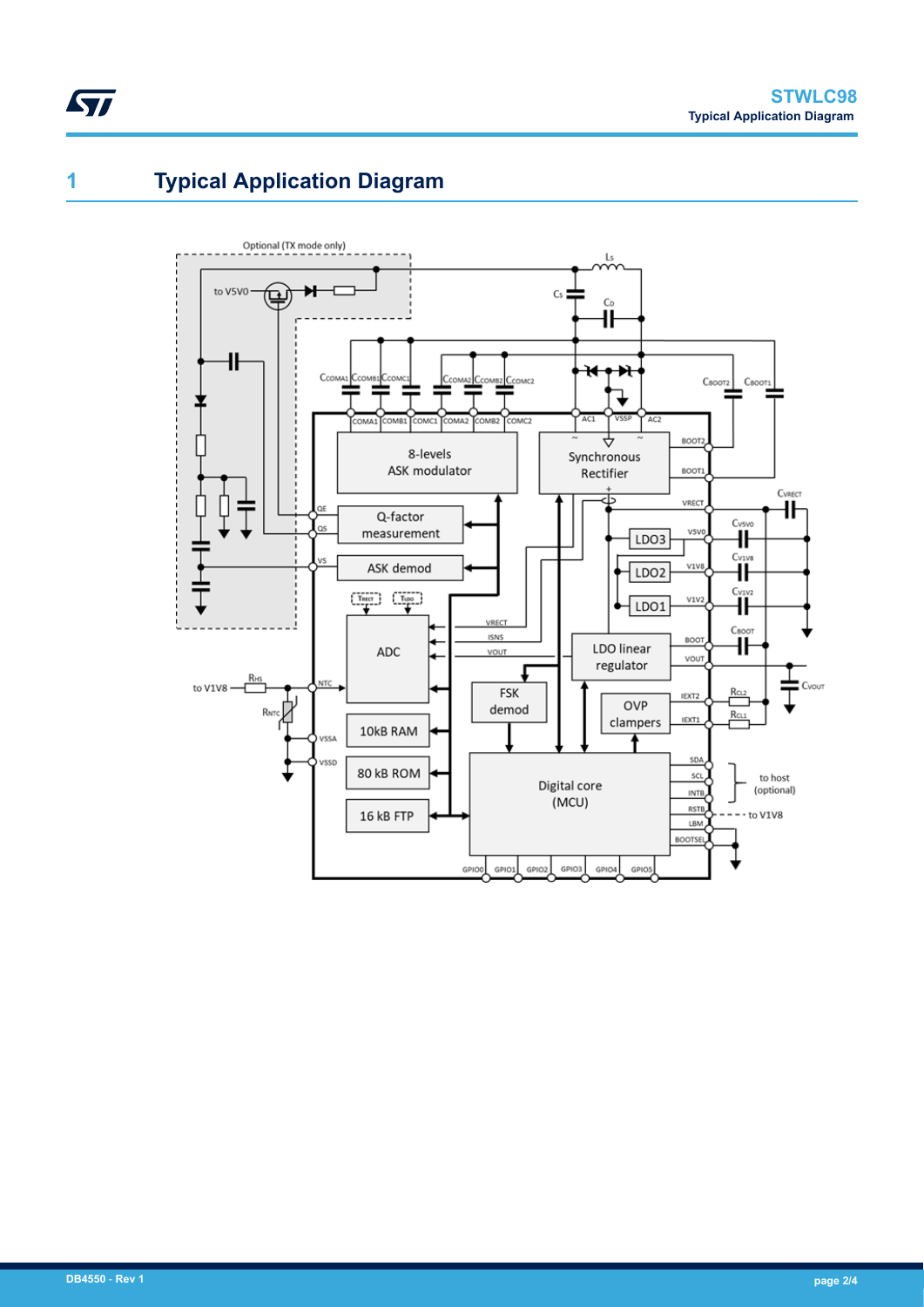# 1 Typical Application Diagram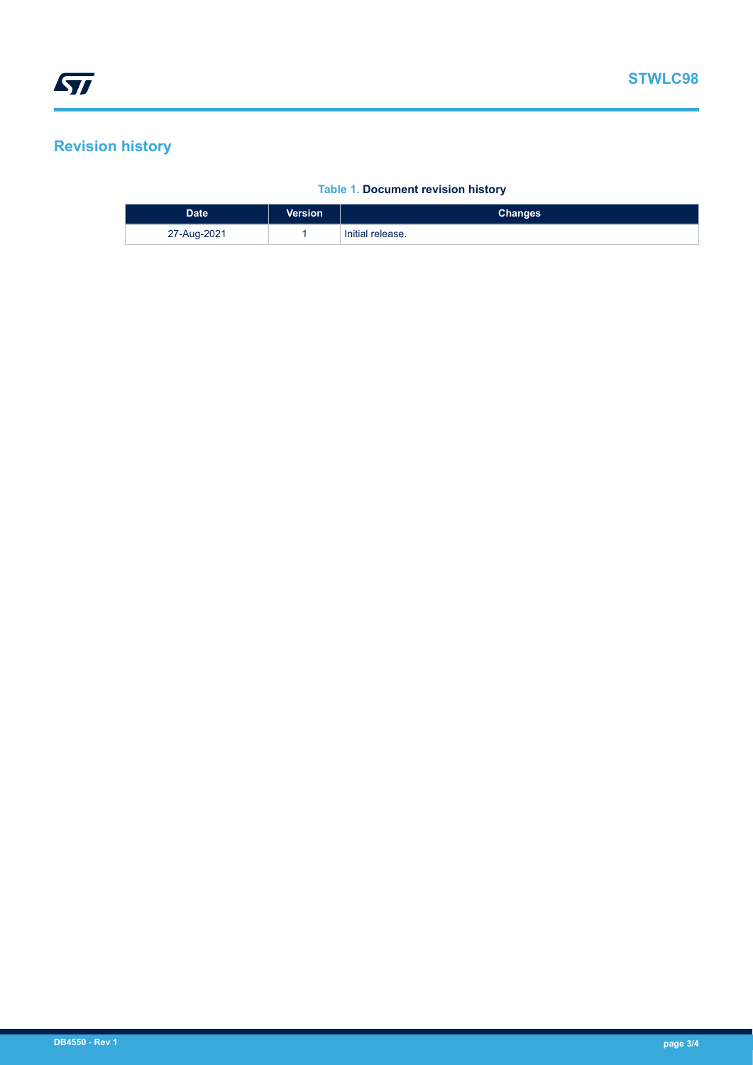## Revision history

**Table 1. Document revision history**

| Date | Version | Changes |
| --- | --- | --- |
| 27-Aug-2021 | 1 | Initial release. |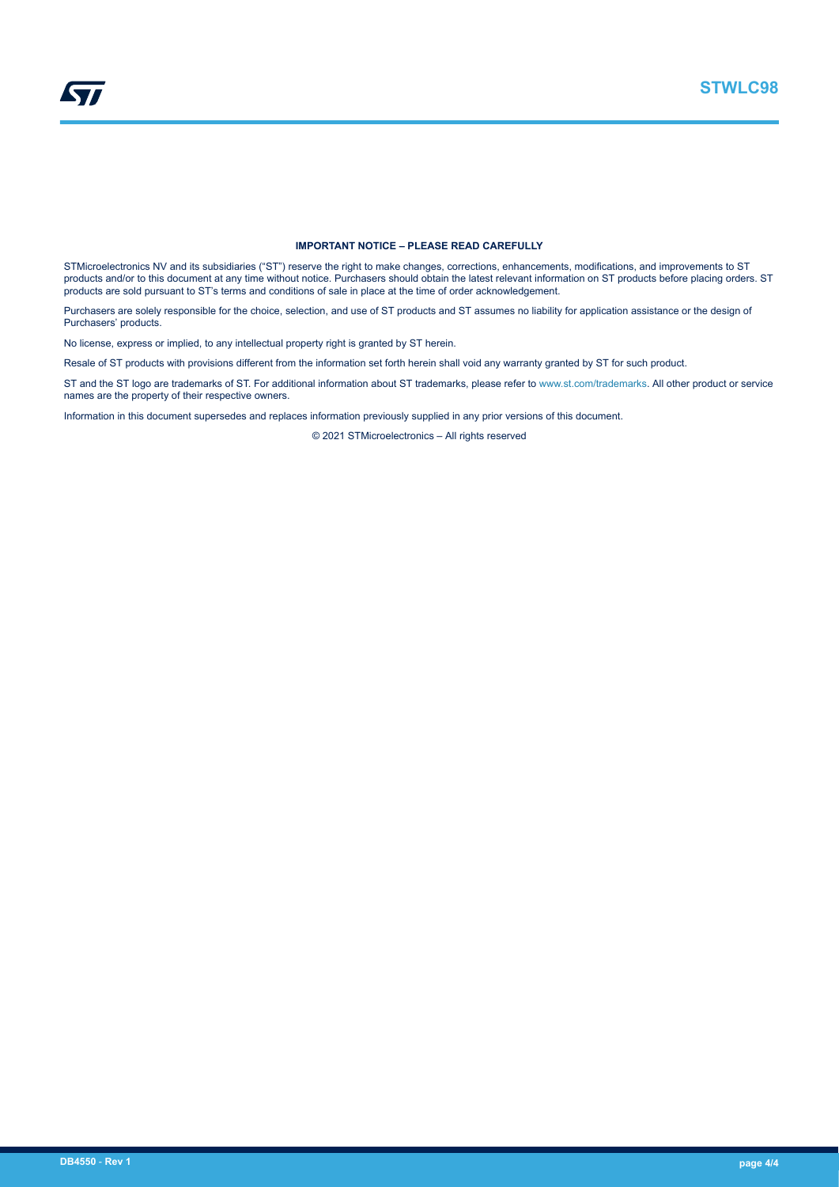**IMPORTANT NOTICE – PLEASE READ CAREFULLY**

STMicroelectronics NV and its subsidiaries ("ST") reserve the right to make changes, corrections, enhancements, modifications, and improvements to ST products and/or to this document at any time without notice. Purchasers should obtain the latest relevant information on ST products before placing orders. ST products are sold pursuant to ST's terms and conditions of sale in place at the time of order acknowledgement.

Purchasers are solely responsible for the choice, selection, and use of ST products and ST assumes no liability for application assistance or the design of Purchasers' products.

No license, express or implied, to any intellectual property right is granted by ST herein.

Resale of ST products with provisions different from the information set forth herein shall void any warranty granted by ST for such product.

ST and the ST logo are trademarks of ST. For additional information about ST trademarks, please refer to www.st.com/trademarks. All other product or service names are the property of their respective owners.

Information in this document supersedes and replaces information previously supplied in any prior versions of this document.

© 2021 STMicroelectronics – All rights reserved